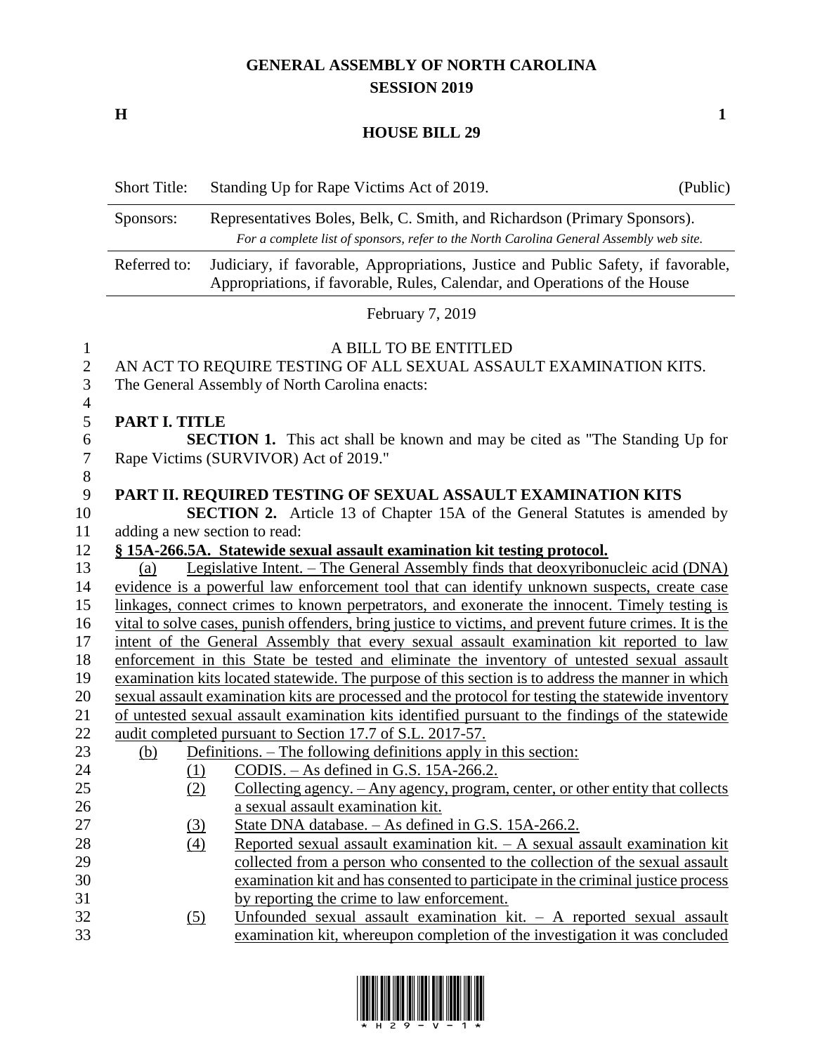# GENERAL ASSEMBLY OF NORTH CAROLINA
## SESSION 2019

**H** **1**

## HOUSE BILL 29

| | | |
|---|---|---|
| Short Title: | Standing Up for Rape Victims Act of 2019. | (Public) |
| Sponsors: | Representatives Boles, Belk, C. Smith, and Richardson (Primary Sponsors). *For a complete list of sponsors, refer to the North Carolina General Assembly web site.* | |
| Referred to: | Judiciary, if favorable, Appropriations, Justice and Public Safety, if favorable, Appropriations, if favorable, Rules, Calendar, and Operations of the House | |

February 7, 2019

A BILL TO BE ENTITLED

AN ACT TO REQUIRE TESTING OF ALL SEXUAL ASSAULT EXAMINATION KITS.

The General Assembly of North Carolina enacts:

**PART I. TITLE**

**SECTION 1.** This act shall be known and may be cited as "The Standing Up for Rape Victims (SURVIVOR) Act of 2019."

**PART II. REQUIRED TESTING OF SEXUAL ASSAULT EXAMINATION KITS**

**SECTION 2.** Article 13 of Chapter 15A of the General Statutes is amended by adding a new section to read:

"**§ 15A-266.5A. Statewide sexual assault examination kit testing protocol.**

(a) Legislative Intent. – The General Assembly finds that deoxyribonucleic acid (DNA) evidence is a powerful law enforcement tool that can identify unknown suspects, create case linkages, connect crimes to known perpetrators, and exonerate the innocent. Timely testing is vital to solve cases, punish offenders, bring justice to victims, and prevent future crimes. It is the intent of the General Assembly that every sexual assault examination kit reported to law enforcement in this State be tested and eliminate the inventory of untested sexual assault examination kits located statewide. The purpose of this section is to address the manner in which sexual assault examination kits are processed and the protocol for testing the statewide inventory of untested sexual assault examination kits identified pursuant to the findings of the statewide audit completed pursuant to Section 17.7 of S.L. 2017-57.

(b) Definitions. – The following definitions apply in this section:

(1) CODIS. – As defined in G.S. 15A-266.2.

(2) Collecting agency. – Any agency, program, center, or other entity that collects a sexual assault examination kit.

(3) State DNA database. – As defined in G.S. 15A-266.2.

(4) Reported sexual assault examination kit. – A sexual assault examination kit collected from a person who consented to the collection of the sexual assault examination kit and has consented to participate in the criminal justice process by reporting the crime to law enforcement.

(5) Unfounded sexual assault examination kit. – A reported sexual assault examination kit, whereupon completion of the investigation it was concluded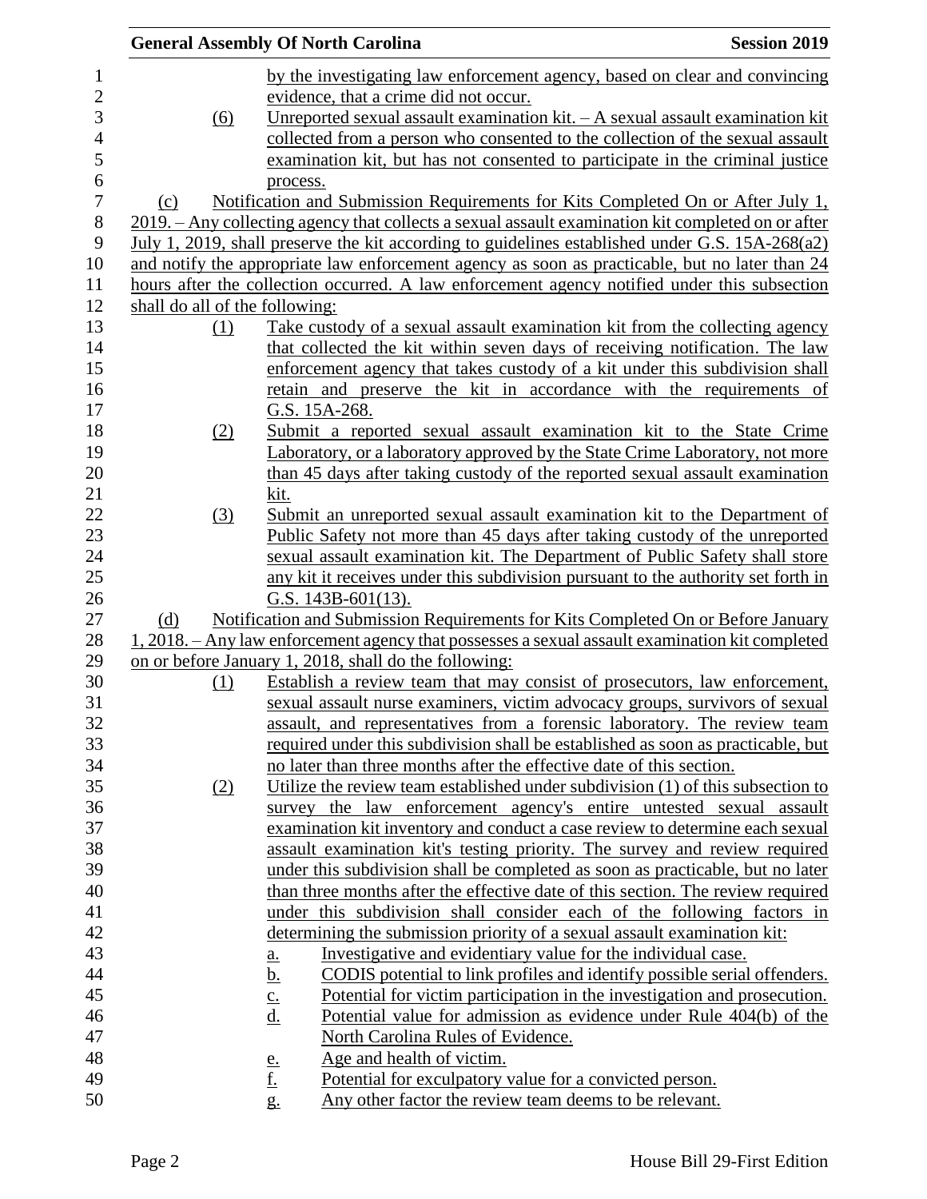by the investigating law enforcement agency, based on clear and convincing evidence, that a crime did not occur.

(6) Unreported sexual assault examination kit. – A sexual assault examination kit collected from a person who consented to the collection of the sexual assault examination kit, but has not consented to participate in the criminal justice process.

(c) Notification and Submission Requirements for Kits Completed On or After July 1, 2019. – Any collecting agency that collects a sexual assault examination kit completed on or after July 1, 2019, shall preserve the kit according to guidelines established under G.S. 15A-268(a2) and notify the appropriate law enforcement agency as soon as practicable, but no later than 24 hours after the collection occurred. A law enforcement agency notified under this subsection shall do all of the following:

(1) Take custody of a sexual assault examination kit from the collecting agency that collected the kit within seven days of receiving notification. The law enforcement agency that takes custody of a kit under this subdivision shall retain and preserve the kit in accordance with the requirements of G.S. 15A-268.

(2) Submit a reported sexual assault examination kit to the State Crime Laboratory, or a laboratory approved by the State Crime Laboratory, not more than 45 days after taking custody of the reported sexual assault examination kit.

(3) Submit an unreported sexual assault examination kit to the Department of Public Safety not more than 45 days after taking custody of the unreported sexual assault examination kit. The Department of Public Safety shall store any kit it receives under this subdivision pursuant to the authority set forth in G.S. 143B-601(13).

(d) Notification and Submission Requirements for Kits Completed On or Before January 1, 2018. – Any law enforcement agency that possesses a sexual assault examination kit completed on or before January 1, 2018, shall do the following:

(1) Establish a review team that may consist of prosecutors, law enforcement, sexual assault nurse examiners, victim advocacy groups, survivors of sexual assault, and representatives from a forensic laboratory. The review team required under this subdivision shall be established as soon as practicable, but no later than three months after the effective date of this section.

(2) Utilize the review team established under subdivision (1) of this subsection to survey the law enforcement agency's entire untested sexual assault examination kit inventory and conduct a case review to determine each sexual assault examination kit's testing priority. The survey and review required under this subdivision shall be completed as soon as practicable, but no later than three months after the effective date of this section. The review required under this subdivision shall consider each of the following factors in determining the submission priority of a sexual assault examination kit:

a. Investigative and evidentiary value for the individual case.
b. CODIS potential to link profiles and identify possible serial offenders.
c. Potential for victim participation in the investigation and prosecution.
d. Potential value for admission as evidence under Rule 404(b) of the North Carolina Rules of Evidence.
e. Age and health of victim.
f. Potential for exculpatory value for a convicted person.
g. Any other factor the review team deems to be relevant.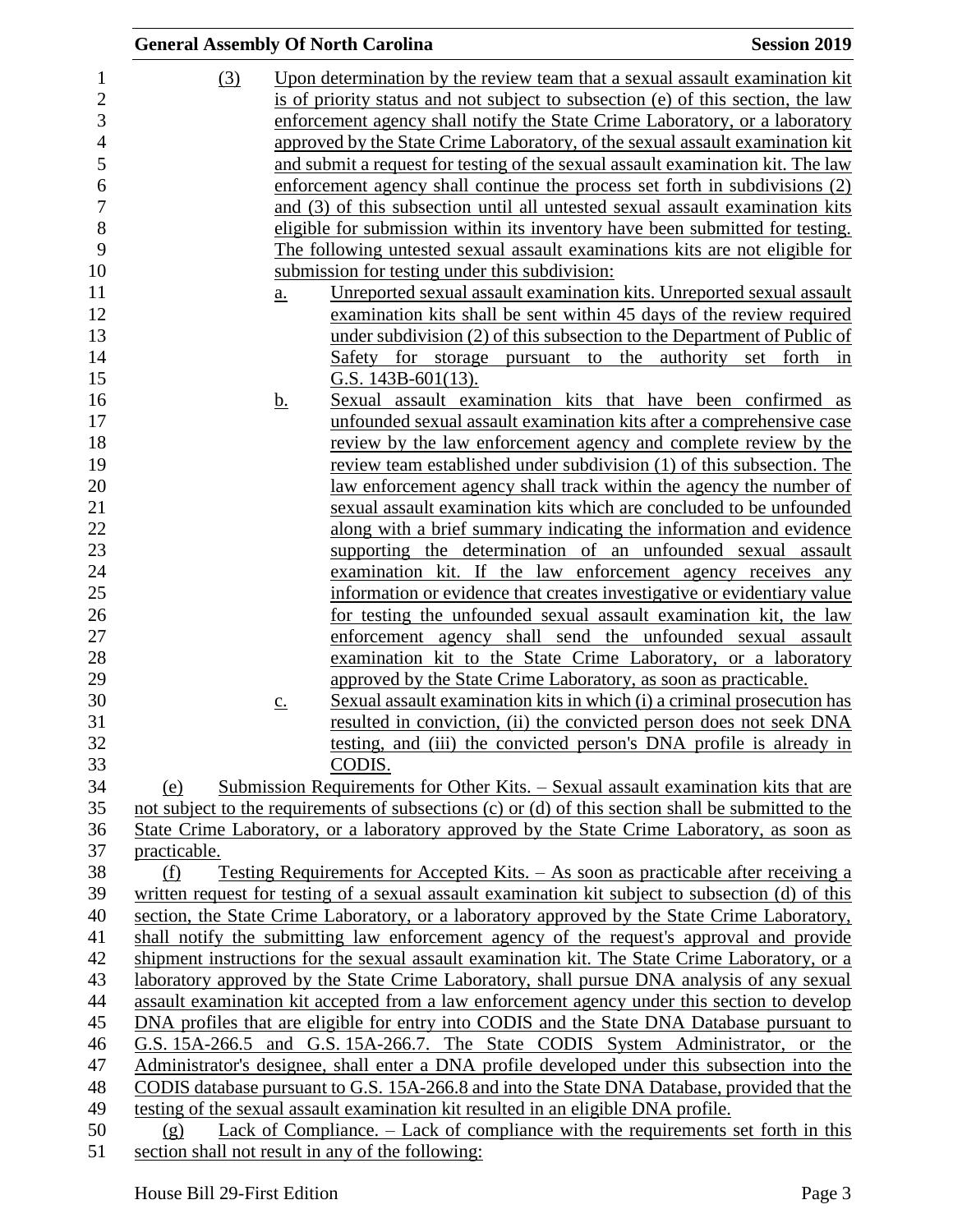(3) Upon determination by the review team that a sexual assault examination kit is of priority status and not subject to subsection (e) of this section, the law enforcement agency shall notify the State Crime Laboratory, or a laboratory approved by the State Crime Laboratory, of the sexual assault examination kit and submit a request for testing of the sexual assault examination kit. The law enforcement agency shall continue the process set forth in subdivisions (2) and (3) of this subsection until all untested sexual assault examination kits eligible for submission within its inventory have been submitted for testing. The following untested sexual assault examinations kits are not eligible for submission for testing under this subdivision:

a. Unreported sexual assault examination kits. Unreported sexual assault examination kits shall be sent within 45 days of the review required under subdivision (2) of this subsection to the Department of Public of Safety for storage pursuant to the authority set forth in G.S. 143B-601(13).

b. Sexual assault examination kits that have been confirmed as unfounded sexual assault examination kits after a comprehensive case review by the law enforcement agency and complete review by the review team established under subdivision (1) of this subsection. The law enforcement agency shall track within the agency the number of sexual assault examination kits which are concluded to be unfounded along with a brief summary indicating the information and evidence supporting the determination of an unfounded sexual assault examination kit. If the law enforcement agency receives any information or evidence that creates investigative or evidentiary value for testing the unfounded sexual assault examination kit, the law enforcement agency shall send the unfounded sexual assault examination kit to the State Crime Laboratory, or a laboratory approved by the State Crime Laboratory, as soon as practicable.

c. Sexual assault examination kits in which (i) a criminal prosecution has resulted in conviction, (ii) the convicted person does not seek DNA testing, and (iii) the convicted person's DNA profile is already in CODIS.

(e) Submission Requirements for Other Kits. – Sexual assault examination kits that are not subject to the requirements of subsections (c) or (d) of this section shall be submitted to the State Crime Laboratory, or a laboratory approved by the State Crime Laboratory, as soon as practicable.

(f) Testing Requirements for Accepted Kits. – As soon as practicable after receiving a written request for testing of a sexual assault examination kit subject to subsection (d) of this section, the State Crime Laboratory, or a laboratory approved by the State Crime Laboratory, shall notify the submitting law enforcement agency of the request's approval and provide shipment instructions for the sexual assault examination kit. The State Crime Laboratory, or a laboratory approved by the State Crime Laboratory, shall pursue DNA analysis of any sexual assault examination kit accepted from a law enforcement agency under this section to develop DNA profiles that are eligible for entry into CODIS and the State DNA Database pursuant to G.S. 15A-266.5 and G.S. 15A-266.7. The State CODIS System Administrator, or the Administrator's designee, shall enter a DNA profile developed under this subsection into the CODIS database pursuant to G.S. 15A-266.8 and into the State DNA Database, provided that the testing of the sexual assault examination kit resulted in an eligible DNA profile.

(g) Lack of Compliance. – Lack of compliance with the requirements set forth in this section shall not result in any of the following: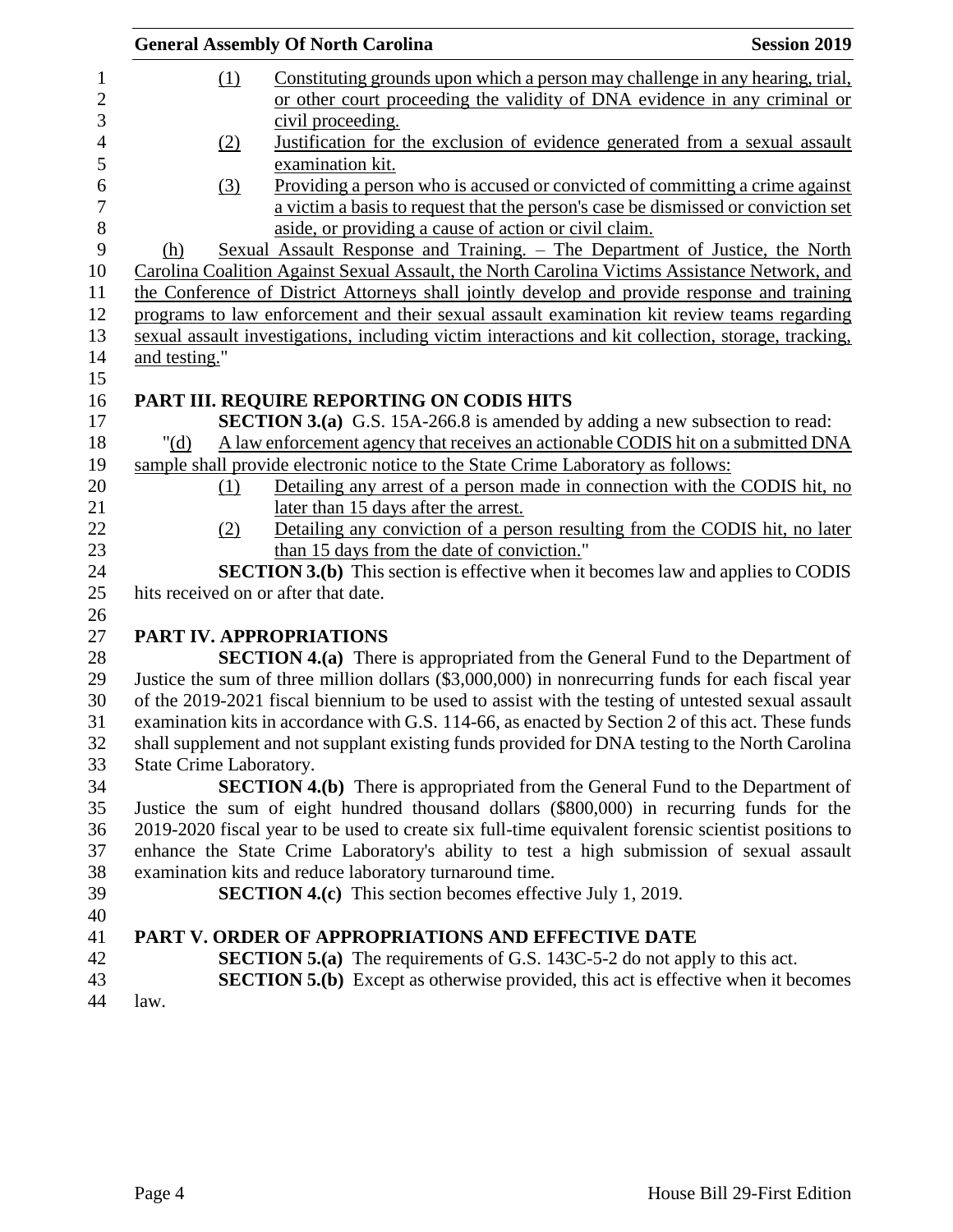(1) Constituting grounds upon which a person may challenge in any hearing, trial, or other court proceeding the validity of DNA evidence in any criminal or civil proceeding.

(2) Justification for the exclusion of evidence generated from a sexual assault examination kit.

(3) Providing a person who is accused or convicted of committing a crime against a victim a basis to request that the person's case be dismissed or conviction set aside, or providing a cause of action or civil claim.

(h) Sexual Assault Response and Training. – The Department of Justice, the North Carolina Coalition Against Sexual Assault, the North Carolina Victims Assistance Network, and the Conference of District Attorneys shall jointly develop and provide response and training programs to law enforcement and their sexual assault examination kit review teams regarding sexual assault investigations, including victim interactions and kit collection, storage, tracking, and testing."

## PART III. REQUIRE REPORTING ON CODIS HITS

**SECTION 3.(a)** G.S. 15A-266.8 is amended by adding a new subsection to read:

"(d) A law enforcement agency that receives an actionable CODIS hit on a submitted DNA sample shall provide electronic notice to the State Crime Laboratory as follows:

(1) Detailing any arrest of a person made in connection with the CODIS hit, no later than 15 days after the arrest.

(2) Detailing any conviction of a person resulting from the CODIS hit, no later than 15 days from the date of conviction."

**SECTION 3.(b)** This section is effective when it becomes law and applies to CODIS hits received on or after that date.

## PART IV. APPROPRIATIONS

**SECTION 4.(a)** There is appropriated from the General Fund to the Department of Justice the sum of three million dollars ($3,000,000) in nonrecurring funds for each fiscal year of the 2019-2021 fiscal biennium to be used to assist with the testing of untested sexual assault examination kits in accordance with G.S. 114-66, as enacted by Section 2 of this act. These funds shall supplement and not supplant existing funds provided for DNA testing to the North Carolina State Crime Laboratory.

**SECTION 4.(b)** There is appropriated from the General Fund to the Department of Justice the sum of eight hundred thousand dollars ($800,000) in recurring funds for the 2019-2020 fiscal year to be used to create six full-time equivalent forensic scientist positions to enhance the State Crime Laboratory's ability to test a high submission of sexual assault examination kits and reduce laboratory turnaround time.

**SECTION 4.(c)** This section becomes effective July 1, 2019.

## PART V. ORDER OF APPROPRIATIONS AND EFFECTIVE DATE

**SECTION 5.(a)** The requirements of G.S. 143C-5-2 do not apply to this act.

**SECTION 5.(b)** Except as otherwise provided, this act is effective when it becomes law.